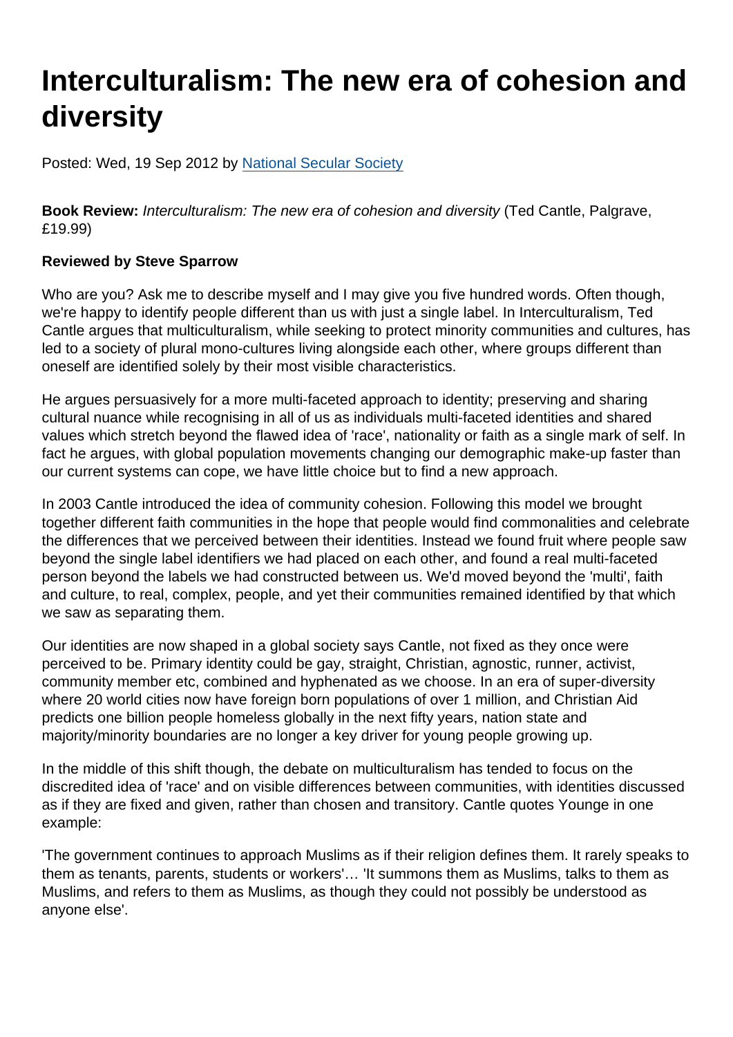# Interculturalism: The new era of cohesion and diversity

Posted: Wed, 19 Sep 2012 by National Secular Society

**Book Review:** *Interculturalism: The new era of cohesion and diversity* (Ted Cantle, Palgrave, £19.99)

**Reviewed by Steve Sparrow**

Who are you? Ask me to describe myself and I may give you five hundred words. Often though, we're happy to identify people different than us with just a single label. In Interculturalism, Ted Cantle argues that multiculturalism, while seeking to protect minority communities and cultures, has led to a society of plural mono-cultures living alongside each other, where groups different than oneself are identified solely by their most visible characteristics.

He argues persuasively for a more multi-faceted approach to identity; preserving and sharing cultural nuance while recognising in all of us as individuals multi-faceted identities and shared values which stretch beyond the flawed idea of 'race', nationality or faith as a single mark of self. In fact he argues, with global population movements changing our demographic make-up faster than our current systems can cope, we have little choice but to find a new approach.

In 2003 Cantle introduced the idea of community cohesion. Following this model we brought together different faith communities in the hope that people would find commonalities and celebrate the differences that we perceived between their identities. Instead we found fruit where people saw beyond the single label identifiers we had placed on each other, and found a real multi-faceted person beyond the labels we had constructed between us. We'd moved beyond the 'multi', faith and culture, to real, complex, people, and yet their communities remained identified by that which we saw as separating them.

Our identities are now shaped in a global society says Cantle, not fixed as they once were perceived to be. Primary identity could be gay, straight, Christian, agnostic, runner, activist, community member etc, combined and hyphenated as we choose. In an era of super-diversity where 20 world cities now have foreign born populations of over 1 million, and Christian Aid predicts one billion people homeless globally in the next fifty years, nation state and majority/minority boundaries are no longer a key driver for young people growing up.

In the middle of this shift though, the debate on multiculturalism has tended to focus on the discredited idea of 'race' and on visible differences between communities, with identities discussed as if they are fixed and given, rather than chosen and transitory. Cantle quotes Younge in one example:

'The government continues to approach Muslims as if their religion defines them. It rarely speaks to them as tenants, parents, students or workers'… 'It summons them as Muslims, talks to them as Muslims, and refers to them as Muslims, as though they could not possibly be understood as anyone else'.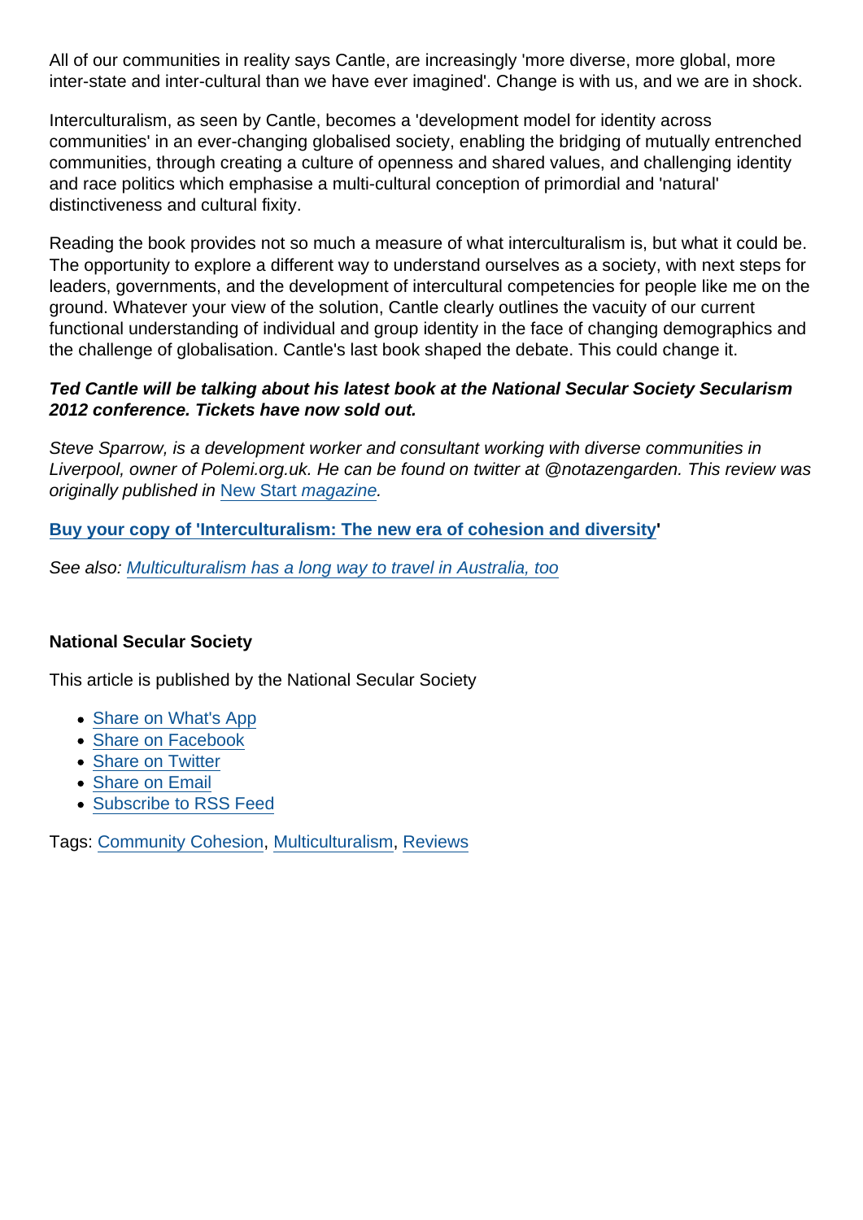All of our communities in reality says Cantle, are increasingly 'more diverse, more global, more inter-state and inter-cultural than we have ever imagined'. Change is with us, and we are in shock.

Interculturalism, as seen by Cantle, becomes a 'development model for identity across communities' in an ever-changing globalised society, enabling the bridging of mutually entrenched communities, through creating a culture of openness and shared values, and challenging identity and race politics which emphasise a multi-cultural conception of primordial and 'natural' distinctiveness and cultural fixity.

Reading the book provides not so much a measure of what interculturalism is, but what it could be. The opportunity to explore a different way to understand ourselves as a society, with next steps for leaders, governments, and the development of intercultural competencies for people like me on the ground. Whatever your view of the solution, Cantle clearly outlines the vacuity of our current functional understanding of individual and group identity in the face of changing demographics and the challenge of globalisation. Cantle's last book shaped the debate. This could change it.

***Ted Cantle will be talking about his latest book at the National Secular Society Secularism 2012 conference. Tickets have now sold out.***

*Steve Sparrow, is a development worker and consultant working with diverse communities in Liverpool, owner of Polemi.org.uk. He can be found on twitter at @notazengarden. This review was originally published in New Start magazine.*

**Buy your copy of 'Interculturalism: The new era of cohesion and diversity'**

*See also: Multiculturalism has a long way to travel in Australia, too*

**National Secular Society**

This article is published by the National Secular Society

- Share on What's App
- Share on Facebook
- Share on Twitter
- Share on Email
- Subscribe to RSS Feed

Tags: Community Cohesion, Multiculturalism, Reviews